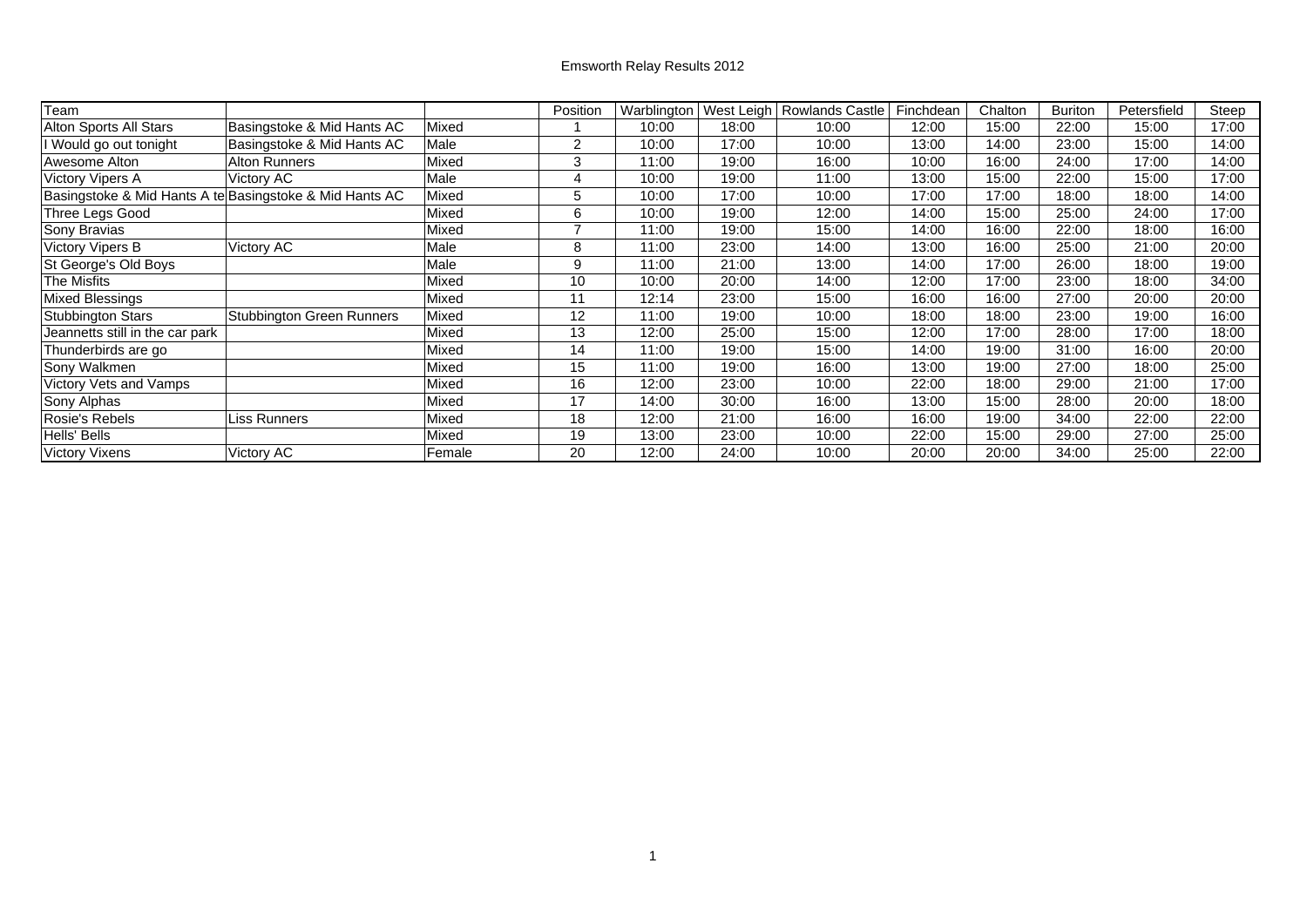# Emsworth Relay Results 2012

| Team | | | Position | Warblington | West Leigh | Rowlands Castle | Finchdean | Chalton | Buriton | Petersfield | Steep |
|---|---|---|---|---|---|---|---|---|---|---|---|
| Alton Sports All Stars | Basingstoke & Mid Hants AC | Mixed | 1 | 10:00 | 18:00 | 10:00 | 12:00 | 15:00 | 22:00 | 15:00 | 17:00 |
| I Would go out tonight | Basingstoke & Mid Hants AC | Male | 2 | 10:00 | 17:00 | 10:00 | 13:00 | 14:00 | 23:00 | 15:00 | 14:00 |
| Awesome Alton | Alton Runners | Mixed | 3 | 11:00 | 19:00 | 16:00 | 10:00 | 16:00 | 24:00 | 17:00 | 14:00 |
| Victory Vipers A | Victory AC | Male | 4 | 10:00 | 19:00 | 11:00 | 13:00 | 15:00 | 22:00 | 15:00 | 17:00 |
| Basingstoke & Mid Hants A te | Basingstoke & Mid Hants AC | Mixed | 5 | 10:00 | 17:00 | 10:00 | 17:00 | 17:00 | 18:00 | 18:00 | 14:00 |
| Three Legs Good | | Mixed | 6 | 10:00 | 19:00 | 12:00 | 14:00 | 15:00 | 25:00 | 24:00 | 17:00 |
| Sony Bravias | | Mixed | 7 | 11:00 | 19:00 | 15:00 | 14:00 | 16:00 | 22:00 | 18:00 | 16:00 |
| Victory Vipers B | Victory AC | Male | 8 | 11:00 | 23:00 | 14:00 | 13:00 | 16:00 | 25:00 | 21:00 | 20:00 |
| St George's Old Boys | | Male | 9 | 11:00 | 21:00 | 13:00 | 14:00 | 17:00 | 26:00 | 18:00 | 19:00 |
| The Misfits | | Mixed | 10 | 10:00 | 20:00 | 14:00 | 12:00 | 17:00 | 23:00 | 18:00 | 34:00 |
| Mixed Blessings | | Mixed | 11 | 12:14 | 23:00 | 15:00 | 16:00 | 16:00 | 27:00 | 20:00 | 20:00 |
| Stubbington Stars | Stubbington Green Runners | Mixed | 12 | 11:00 | 19:00 | 10:00 | 18:00 | 18:00 | 23:00 | 19:00 | 16:00 |
| Jeannetts still in the car park | | Mixed | 13 | 12:00 | 25:00 | 15:00 | 12:00 | 17:00 | 28:00 | 17:00 | 18:00 |
| Thunderbirds are go | | Mixed | 14 | 11:00 | 19:00 | 15:00 | 14:00 | 19:00 | 31:00 | 16:00 | 20:00 |
| Sony Walkmen | | Mixed | 15 | 11:00 | 19:00 | 16:00 | 13:00 | 19:00 | 27:00 | 18:00 | 25:00 |
| Victory Vets and Vamps | | Mixed | 16 | 12:00 | 23:00 | 10:00 | 22:00 | 18:00 | 29:00 | 21:00 | 17:00 |
| Sony Alphas | | Mixed | 17 | 14:00 | 30:00 | 16:00 | 13:00 | 15:00 | 28:00 | 20:00 | 18:00 |
| Rosie's Rebels | Liss Runners | Mixed | 18 | 12:00 | 21:00 | 16:00 | 16:00 | 19:00 | 34:00 | 22:00 | 22:00 |
| Hells' Bells | | Mixed | 19 | 13:00 | 23:00 | 10:00 | 22:00 | 15:00 | 29:00 | 27:00 | 25:00 |
| Victory Vixens | Victory AC | Female | 20 | 12:00 | 24:00 | 10:00 | 20:00 | 20:00 | 34:00 | 25:00 | 22:00 |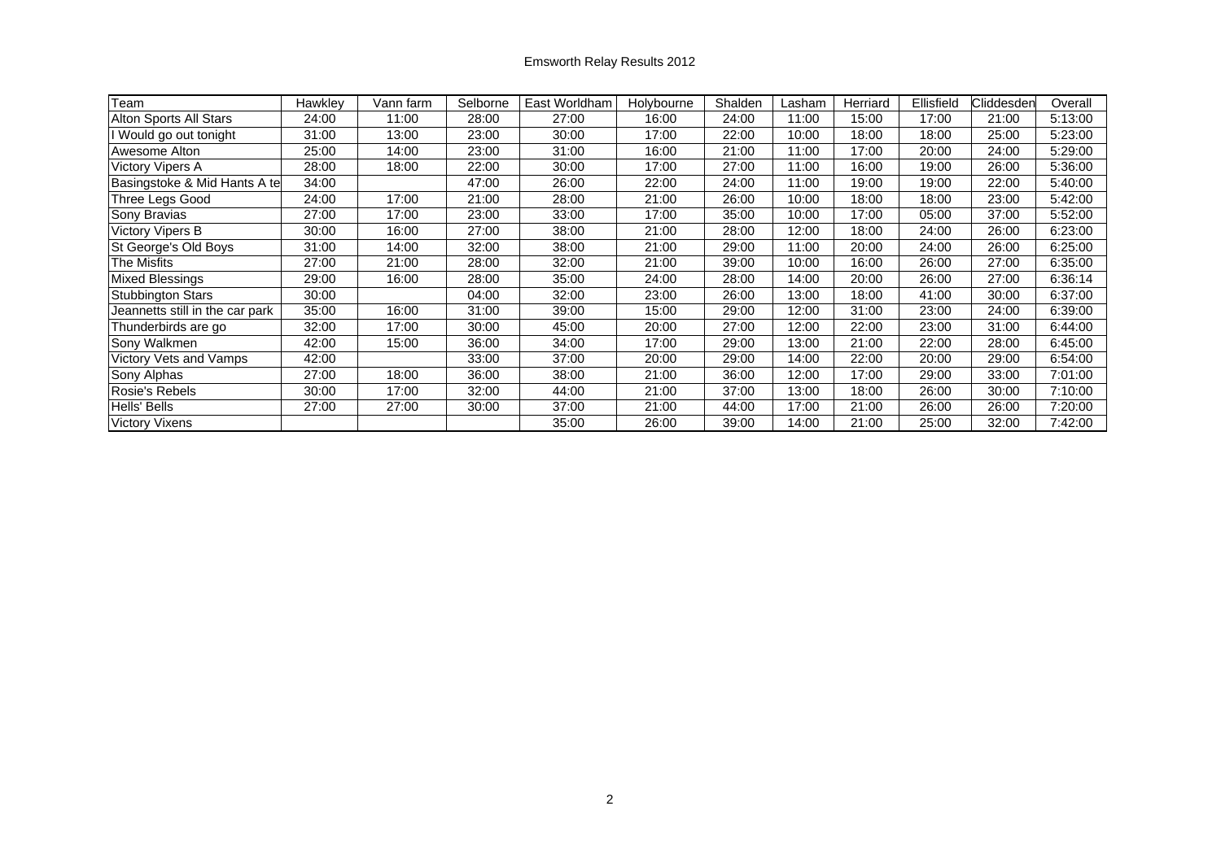Emsworth Relay Results 2012

| Team | Hawkley | Vann farm | Selborne | East Worldham | Holybourne | Shalden | Lasham | Herriard | Ellisfield | Cliddesden | Overall |
|---|---|---|---|---|---|---|---|---|---|---|---|
| Alton Sports All Stars | 24:00 | 11:00 | 28:00 | 27:00 | 16:00 | 24:00 | 11:00 | 15:00 | 17:00 | 21:00 | 5:13:00 |
| I Would go out tonight | 31:00 | 13:00 | 23:00 | 30:00 | 17:00 | 22:00 | 10:00 | 18:00 | 18:00 | 25:00 | 5:23:00 |
| Awesome Alton | 25:00 | 14:00 | 23:00 | 31:00 | 16:00 | 21:00 | 11:00 | 17:00 | 20:00 | 24:00 | 5:29:00 |
| Victory Vipers A | 28:00 | 18:00 | 22:00 | 30:00 | 17:00 | 27:00 | 11:00 | 16:00 | 19:00 | 26:00 | 5:36:00 |
| Basingstoke & Mid Hants A te | 34:00 | | 47:00 | 26:00 | 22:00 | 24:00 | 11:00 | 19:00 | 19:00 | 22:00 | 5:40:00 |
| Three Legs Good | 24:00 | 17:00 | 21:00 | 28:00 | 21:00 | 26:00 | 10:00 | 18:00 | 18:00 | 23:00 | 5:42:00 |
| Sony Bravias | 27:00 | 17:00 | 23:00 | 33:00 | 17:00 | 35:00 | 10:00 | 17:00 | 05:00 | 37:00 | 5:52:00 |
| Victory Vipers B | 30:00 | 16:00 | 27:00 | 38:00 | 21:00 | 28:00 | 12:00 | 18:00 | 24:00 | 26:00 | 6:23:00 |
| St George's Old Boys | 31:00 | 14:00 | 32:00 | 38:00 | 21:00 | 29:00 | 11:00 | 20:00 | 24:00 | 26:00 | 6:25:00 |
| The Misfits | 27:00 | 21:00 | 28:00 | 32:00 | 21:00 | 39:00 | 10:00 | 16:00 | 26:00 | 27:00 | 6:35:00 |
| Mixed Blessings | 29:00 | 16:00 | 28:00 | 35:00 | 24:00 | 28:00 | 14:00 | 20:00 | 26:00 | 27:00 | 6:36:14 |
| Stubbington Stars | 30:00 | | 04:00 | 32:00 | 23:00 | 26:00 | 13:00 | 18:00 | 41:00 | 30:00 | 6:37:00 |
| Jeannetts still in the car park | 35:00 | 16:00 | 31:00 | 39:00 | 15:00 | 29:00 | 12:00 | 31:00 | 23:00 | 24:00 | 6:39:00 |
| Thunderbirds are go | 32:00 | 17:00 | 30:00 | 45:00 | 20:00 | 27:00 | 12:00 | 22:00 | 23:00 | 31:00 | 6:44:00 |
| Sony Walkmen | 42:00 | 15:00 | 36:00 | 34:00 | 17:00 | 29:00 | 13:00 | 21:00 | 22:00 | 28:00 | 6:45:00 |
| Victory Vets and Vamps | 42:00 | | 33:00 | 37:00 | 20:00 | 29:00 | 14:00 | 22:00 | 20:00 | 29:00 | 6:54:00 |
| Sony Alphas | 27:00 | 18:00 | 36:00 | 38:00 | 21:00 | 36:00 | 12:00 | 17:00 | 29:00 | 33:00 | 7:01:00 |
| Rosie's Rebels | 30:00 | 17:00 | 32:00 | 44:00 | 21:00 | 37:00 | 13:00 | 18:00 | 26:00 | 30:00 | 7:10:00 |
| Hells' Bells | 27:00 | 27:00 | 30:00 | 37:00 | 21:00 | 44:00 | 17:00 | 21:00 | 26:00 | 26:00 | 7:20:00 |
| Victory Vixens | | | | 35:00 | 26:00 | 39:00 | 14:00 | 21:00 | 25:00 | 32:00 | 7:42:00 |